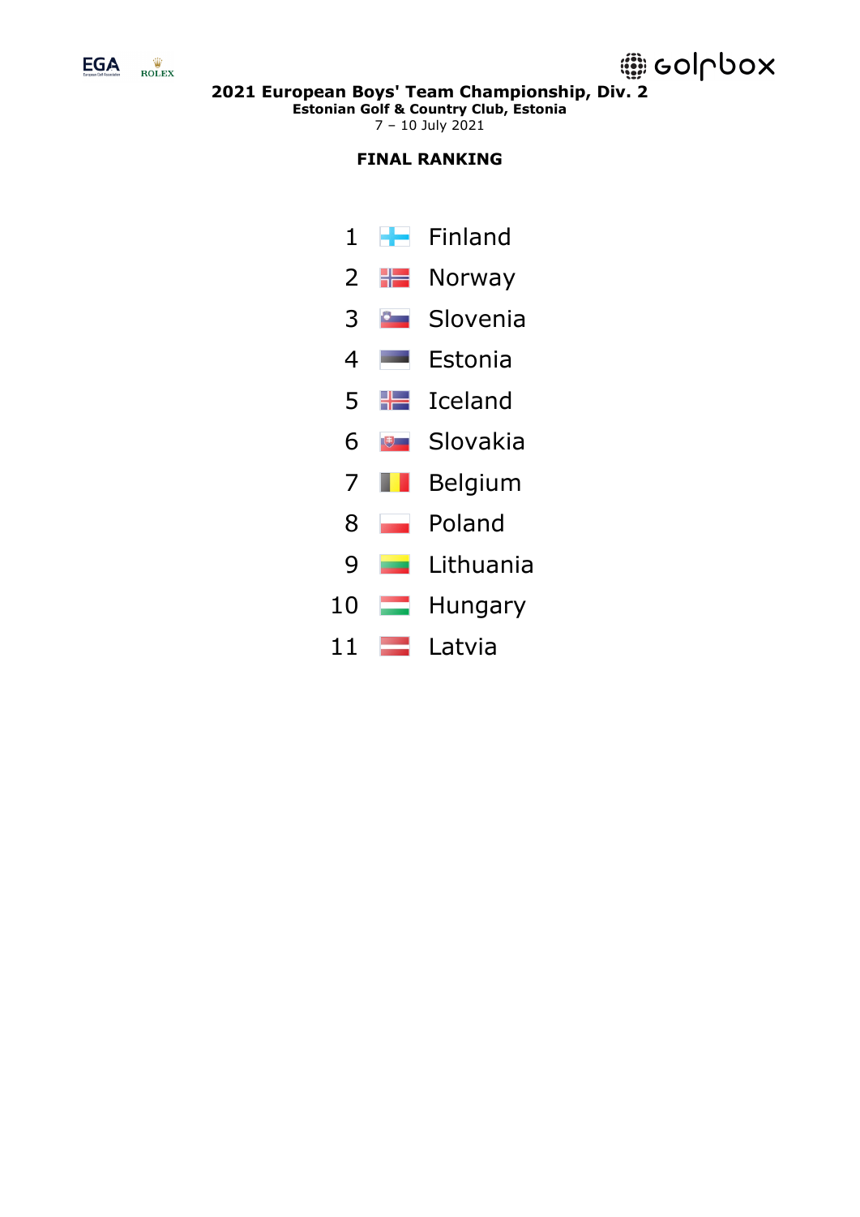# 2021 European Boys' Team Championship, Div. 2

**Estonian Golf & Country Club, Estonia**

7 – 10 July 2021

## FINAL RANKING

| | |
|---|---|
| 1 | Finland |
| 2 | Norway |
| 3 | Slovenia |
| 4 | Estonia |
| 5 | Iceland |
| 6 | Slovakia |
| 7 | Belgium |
| 8 | Poland |
| 9 | Lithuania |
| 10 | Hungary |
| 11 | Latvia |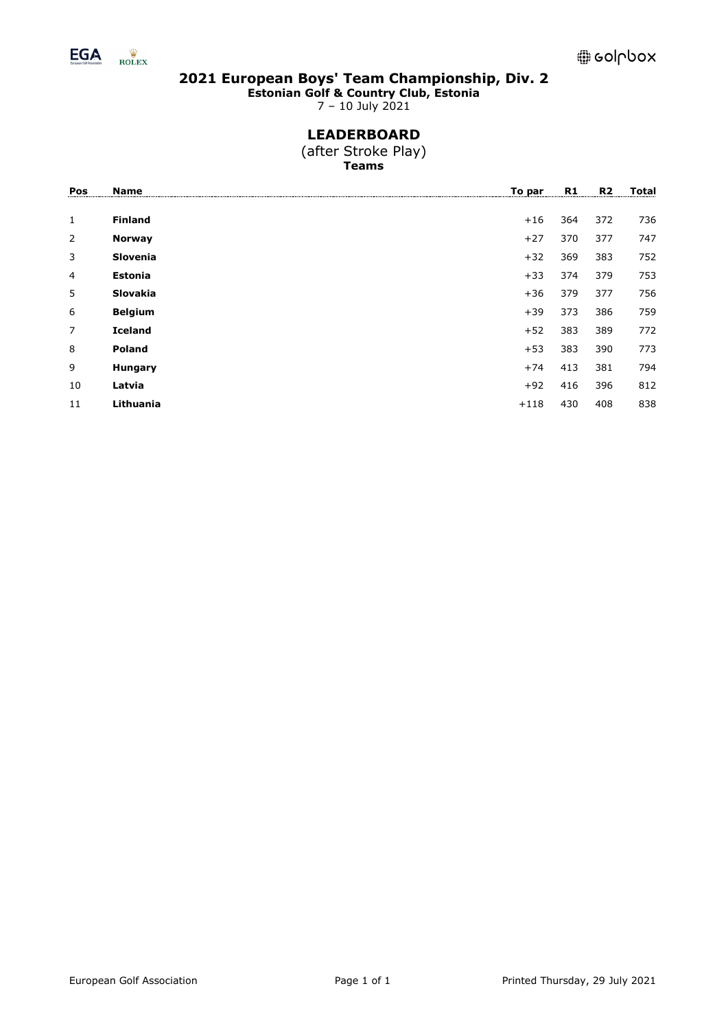# 2021 European Boys' Team Championship, Div. 2

**Estonian Golf & Country Club, Estonia**

7 – 10 July 2021

## LEADERBOARD

(after Stroke Play)

**Teams**

| Pos | Name | To par | R1 | R2 | Total |
|---|---|---|---|---|---|
| 1 | **Finland** | +16 | 364 | 372 | 736 |
| 2 | **Norway** | +27 | 370 | 377 | 747 |
| 3 | **Slovenia** | +32 | 369 | 383 | 752 |
| 4 | **Estonia** | +33 | 374 | 379 | 753 |
| 5 | **Slovakia** | +36 | 379 | 377 | 756 |
| 6 | **Belgium** | +39 | 373 | 386 | 759 |
| 7 | **Iceland** | +52 | 383 | 389 | 772 |
| 8 | **Poland** | +53 | 383 | 390 | 773 |
| 9 | **Hungary** | +74 | 413 | 381 | 794 |
| 10 | **Latvia** | +92 | 416 | 396 | 812 |
| 11 | **Lithuania** | +118 | 430 | 408 | 838 |

European Golf Association

Printed Thursday, 29 July 2021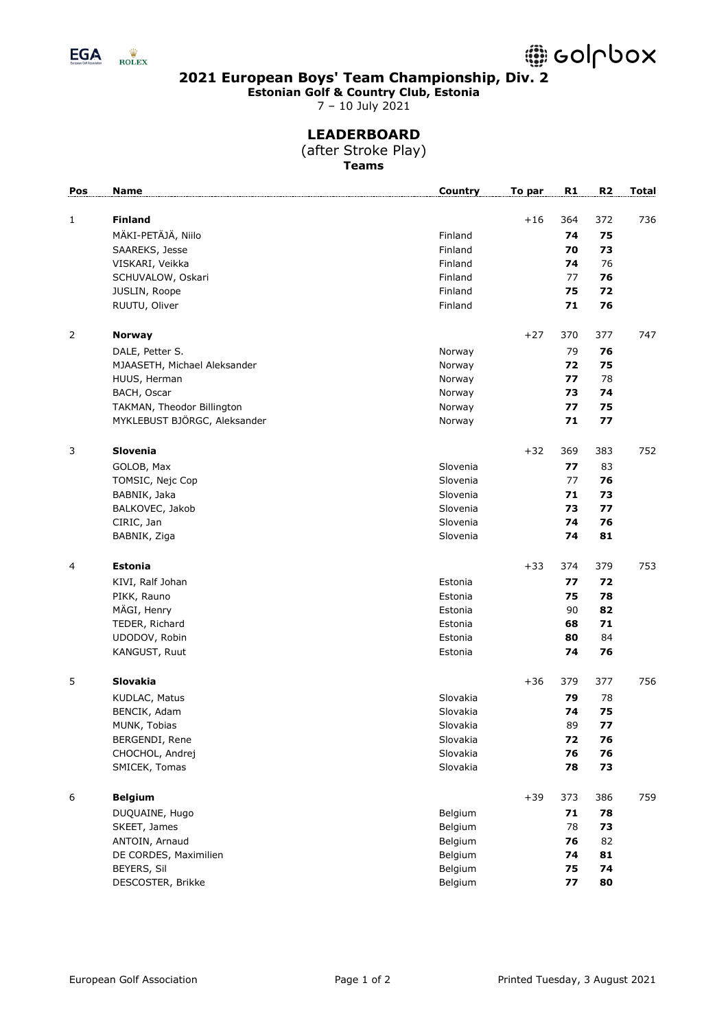## 2021 European Boys' Team Championship, Div. 2

**Estonian Golf & Country Club, Estonia**

7 – 10 July 2021

### LEADERBOARD

(after Stroke Play)

**Teams**

| Pos | Name | Country | To par | R1 | R2 | Total |
|---|---|---|---|---|---|---|
| 1 | **Finland** | | +16 | 364 | 372 | 736 |
| | MÄKI-PETÄJÄ, Niilo | Finland | | **74** | **75** | |
| | SAAREKS, Jesse | Finland | | **70** | **73** | |
| | VISKARI, Veikka | Finland | | **74** | 76 | |
| | SCHUVALOW, Oskari | Finland | | 77 | **76** | |
| | JUSLIN, Roope | Finland | | **75** | **72** | |
| | RUUTU, Oliver | Finland | | **71** | **76** | |
| 2 | **Norway** | | +27 | 370 | 377 | 747 |
| | DALE, Petter S. | Norway | | 79 | **76** | |
| | MJAASETH, Michael Aleksander | Norway | | **72** | **75** | |
| | HUUS, Herman | Norway | | **77** | 78 | |
| | BACH, Oscar | Norway | | **73** | **74** | |
| | TAKMAN, Theodor Billington | Norway | | **77** | **75** | |
| | MYKLEBUST BJÖRGC, Aleksander | Norway | | **71** | **77** | |
| 3 | **Slovenia** | | +32 | 369 | 383 | 752 |
| | GOLOB, Max | Slovenia | | **77** | 83 | |
| | TOMSIC, Nejc Cop | Slovenia | | 77 | **76** | |
| | BABNIK, Jaka | Slovenia | | **71** | **73** | |
| | BALKOVEC, Jakob | Slovenia | | **73** | **77** | |
| | CIRIC, Jan | Slovenia | | **74** | **76** | |
| | BABNIK, Ziga | Slovenia | | **74** | **81** | |
| 4 | **Estonia** | | +33 | 374 | 379 | 753 |
| | KIVI, Ralf Johan | Estonia | | **77** | **72** | |
| | PIKK, Rauno | Estonia | | **75** | **78** | |
| | MÄGI, Henry | Estonia | | 90 | **82** | |
| | TEDER, Richard | Estonia | | **68** | **71** | |
| | UDODOV, Robin | Estonia | | **80** | 84 | |
| | KANGUST, Ruut | Estonia | | **74** | **76** | |
| 5 | **Slovakia** | | +36 | 379 | 377 | 756 |
| | KUDLAC, Matus | Slovakia | | **79** | 78 | |
| | BENCIK, Adam | Slovakia | | **74** | **75** | |
| | MUNK, Tobias | Slovakia | | 89 | **77** | |
| | BERGENDI, Rene | Slovakia | | **72** | **76** | |
| | CHOCHOL, Andrej | Slovakia | | **76** | **76** | |
| | SMICEK, Tomas | Slovakia | | **78** | **73** | |
| 6 | **Belgium** | | +39 | 373 | 386 | 759 |
| | DUQUAINE, Hugo | Belgium | | **71** | **78** | |
| | SKEET, James | Belgium | | 78 | **73** | |
| | ANTOIN, Arnaud | Belgium | | **76** | 82 | |
| | DE CORDES, Maximilien | Belgium | | **74** | **81** | |
| | BEYERS, Sil | Belgium | | **75** | **74** | |
| | DESCOSTER, Brikke | Belgium | | **77** | **80** | |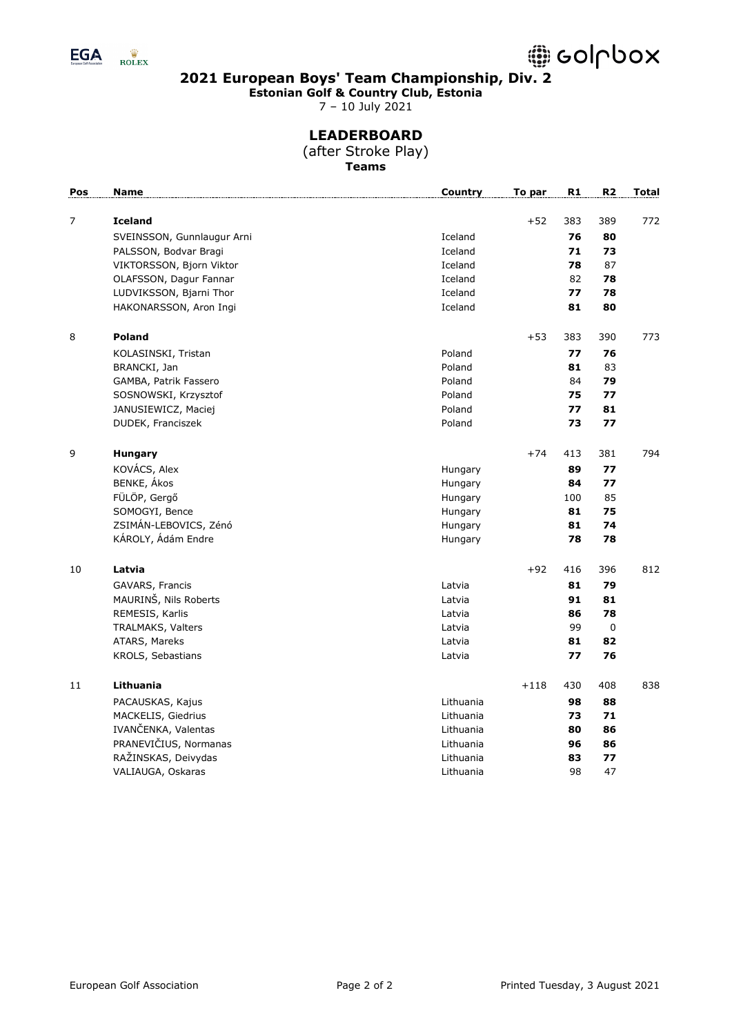**2021 European Boys' Team Championship, Div. 2**

**Estonian Golf & Country Club, Estonia**

7 – 10 July 2021

## LEADERBOARD

(after Stroke Play)

**Teams**

| Pos | Name | Country | To par | R1 | R2 | Total |
|---|---|---|---|---|---|---|
| 7 | **Iceland** | | +52 | 383 | 389 | 772 |
| | SVEINSSON, Gunnlaugur Arni | Iceland | | **76** | **80** | |
| | PALSSON, Bodvar Bragi | Iceland | | **71** | **73** | |
| | VIKTORSSON, Bjorn Viktor | Iceland | | **78** | 87 | |
| | OLAFSSON, Dagur Fannar | Iceland | | 82 | **78** | |
| | LUDVIKSSON, Bjarni Thor | Iceland | | **77** | **78** | |
| | HAKONARSSON, Aron Ingi | Iceland | | **81** | **80** | |
| 8 | **Poland** | | +53 | 383 | 390 | 773 |
| | KOLASINSKI, Tristan | Poland | | **77** | **76** | |
| | BRANCKI, Jan | Poland | | **81** | 83 | |
| | GAMBA, Patrik Fassero | Poland | | 84 | **79** | |
| | SOSNOWSKI, Krzysztof | Poland | | **75** | **77** | |
| | JANUSIEWICZ, Maciej | Poland | | **77** | **81** | |
| | DUDEK, Franciszek | Poland | | **73** | **77** | |
| 9 | **Hungary** | | +74 | 413 | 381 | 794 |
| | KOVÁCS, Alex | Hungary | | **89** | **77** | |
| | BENKE, Ákos | Hungary | | **84** | **77** | |
| | FÜLÖP, Gergő | Hungary | | 100 | 85 | |
| | SOMOGYI, Bence | Hungary | | **81** | **75** | |
| | ZSIMÁN-LEBOVICS, Zénó | Hungary | | **81** | **74** | |
| | KÁROLY, Ádám Endre | Hungary | | **78** | **78** | |
| 10 | **Latvia** | | +92 | 416 | 396 | 812 |
| | GAVARS, Francis | Latvia | | **81** | **79** | |
| | MAURINŠ, Nils Roberts | Latvia | | **91** | **81** | |
| | REMESIS, Karlis | Latvia | | **86** | **78** | |
| | TRALMAKS, Valters | Latvia | | 99 | 0 | |
| | ATARS, Mareks | Latvia | | **81** | **82** | |
| | KROLS, Sebastians | Latvia | | **77** | **76** | |
| 11 | **Lithuania** | | +118 | 430 | 408 | 838 |
| | PACAUSKAS, Kajus | Lithuania | | **98** | **88** | |
| | MACKELIS, Giedrius | Lithuania | | **73** | **71** | |
| | IVANČENKA, Valentas | Lithuania | | **80** | **86** | |
| | PRANEVIČIUS, Normanas | Lithuania | | **96** | **86** | |
| | RAŽINSKAS, Deivydas | Lithuania | | **83** | **77** | |
| | VALIAUGA, Oskaras | Lithuania | | 98 | 47 | |

European Golf Association

Printed Tuesday, 3 August 2021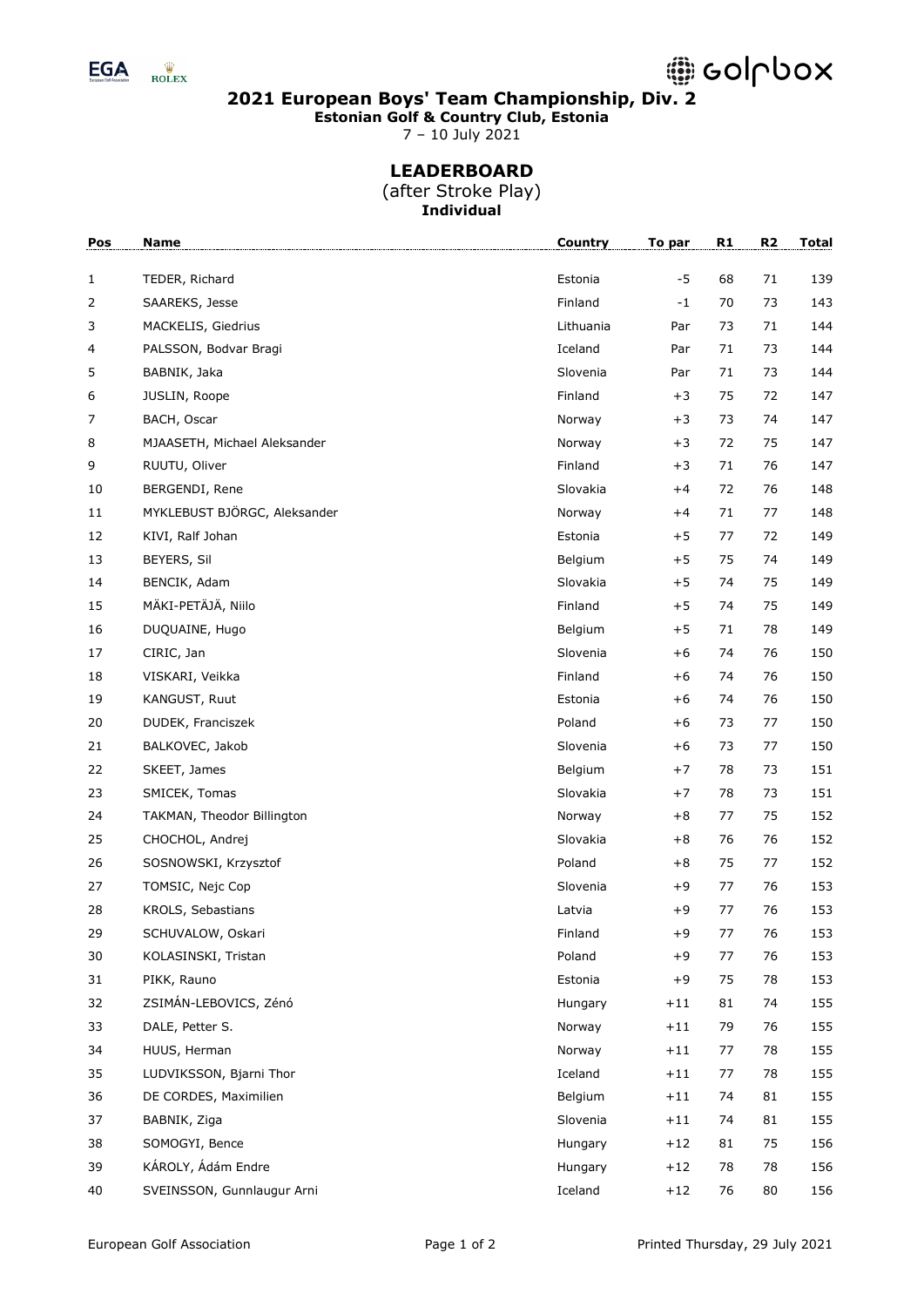## 2021 European Boys' Team Championship, Div. 2

**Estonian Golf & Country Club, Estonia**

7 – 10 July 2021

### LEADERBOARD

(after Stroke Play)

**Individual**

| Pos | Name | Country | To par | R1 | R2 | Total |
|---|---|---|---|---|---|---|
| 1 | TEDER, Richard | Estonia | -5 | 68 | 71 | 139 |
| 2 | SAAREKS, Jesse | Finland | -1 | 70 | 73 | 143 |
| 3 | MACKELIS, Giedrius | Lithuania | Par | 73 | 71 | 144 |
| 4 | PALSSON, Bodvar Bragi | Iceland | Par | 71 | 73 | 144 |
| 5 | BABNIK, Jaka | Slovenia | Par | 71 | 73 | 144 |
| 6 | JUSLIN, Roope | Finland | +3 | 75 | 72 | 147 |
| 7 | BACH, Oscar | Norway | +3 | 73 | 74 | 147 |
| 8 | MJAASETH, Michael Aleksander | Norway | +3 | 72 | 75 | 147 |
| 9 | RUUTU, Oliver | Finland | +3 | 71 | 76 | 147 |
| 10 | BERGENDI, Rene | Slovakia | +4 | 72 | 76 | 148 |
| 11 | MYKLEBUST BJÖRGC, Aleksander | Norway | +4 | 71 | 77 | 148 |
| 12 | KIVI, Ralf Johan | Estonia | +5 | 77 | 72 | 149 |
| 13 | BEYERS, Sil | Belgium | +5 | 75 | 74 | 149 |
| 14 | BENCIK, Adam | Slovakia | +5 | 74 | 75 | 149 |
| 15 | MÄKI-PETÄJÄ, Niilo | Finland | +5 | 74 | 75 | 149 |
| 16 | DUQUAINE, Hugo | Belgium | +5 | 71 | 78 | 149 |
| 17 | CIRIC, Jan | Slovenia | +6 | 74 | 76 | 150 |
| 18 | VISKARI, Veikka | Finland | +6 | 74 | 76 | 150 |
| 19 | KANGUST, Ruut | Estonia | +6 | 74 | 76 | 150 |
| 20 | DUDEK, Franciszek | Poland | +6 | 73 | 77 | 150 |
| 21 | BALKOVEC, Jakob | Slovenia | +6 | 73 | 77 | 150 |
| 22 | SKEET, James | Belgium | +7 | 78 | 73 | 151 |
| 23 | SMICEK, Tomas | Slovakia | +7 | 78 | 73 | 151 |
| 24 | TAKMAN, Theodor Billington | Norway | +8 | 77 | 75 | 152 |
| 25 | CHOCHOL, Andrej | Slovakia | +8 | 76 | 76 | 152 |
| 26 | SOSNOWSKI, Krzysztof | Poland | +8 | 75 | 77 | 152 |
| 27 | TOMSIC, Nejc Cop | Slovenia | +9 | 77 | 76 | 153 |
| 28 | KROLS, Sebastians | Latvia | +9 | 77 | 76 | 153 |
| 29 | SCHUVALOW, Oskari | Finland | +9 | 77 | 76 | 153 |
| 30 | KOLASINSKI, Tristan | Poland | +9 | 77 | 76 | 153 |
| 31 | PIKK, Rauno | Estonia | +9 | 75 | 78 | 153 |
| 32 | ZSIMÁN-LEBOVICS, Zénó | Hungary | +11 | 81 | 74 | 155 |
| 33 | DALE, Petter S. | Norway | +11 | 79 | 76 | 155 |
| 34 | HUUS, Herman | Norway | +11 | 77 | 78 | 155 |
| 35 | LUDVIKSSON, Bjarni Thor | Iceland | +11 | 77 | 78 | 155 |
| 36 | DE CORDES, Maximilien | Belgium | +11 | 74 | 81 | 155 |
| 37 | BABNIK, Ziga | Slovenia | +11 | 74 | 81 | 155 |
| 38 | SOMOGYI, Bence | Hungary | +12 | 81 | 75 | 156 |
| 39 | KÁROLY, Ádám Endre | Hungary | +12 | 78 | 78 | 156 |
| 40 | SVEINSSON, Gunnlaugur Arni | Iceland | +12 | 76 | 80 | 156 |

European Golf Association

Printed Thursday, 29 July 2021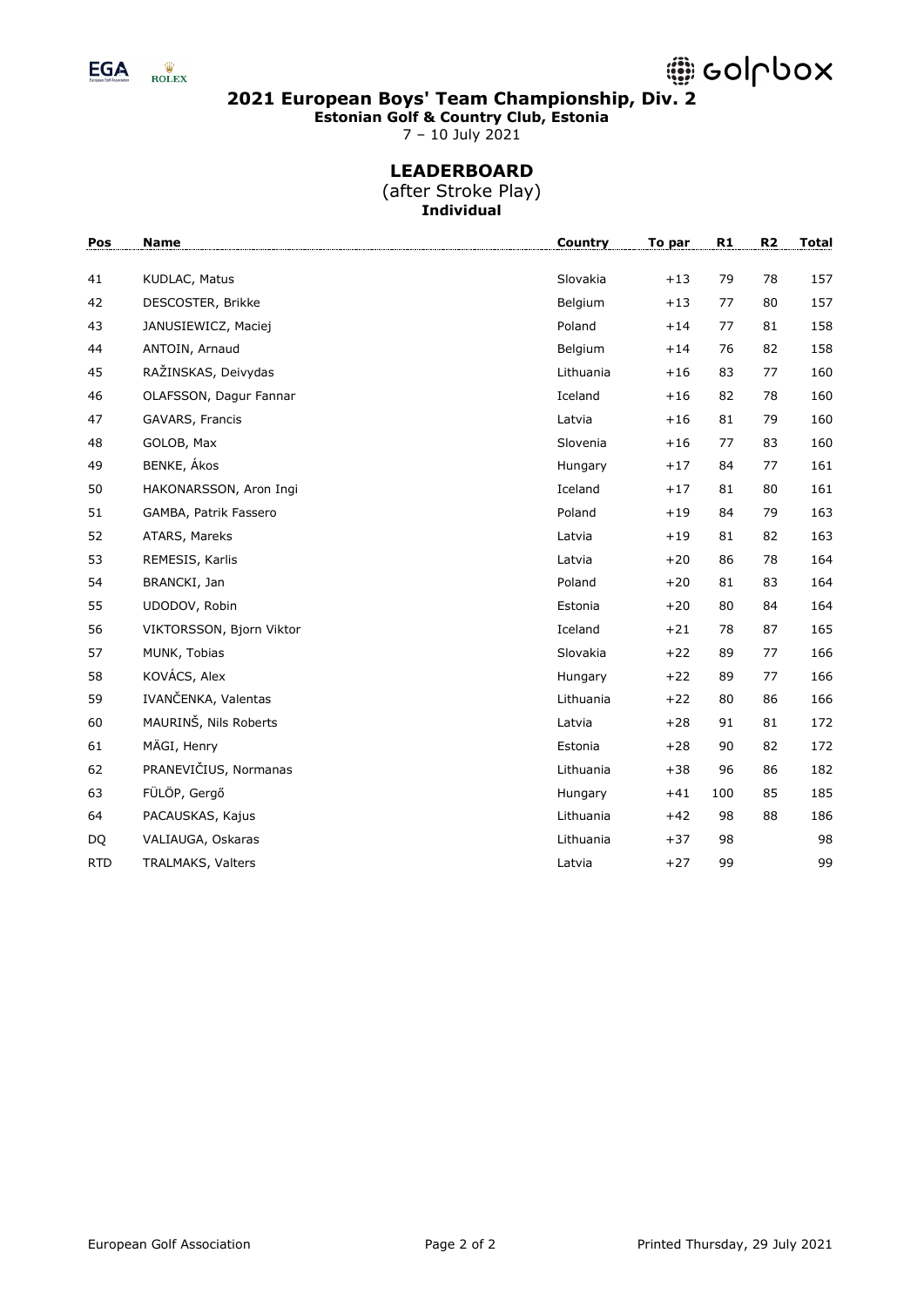## 2021 European Boys' Team Championship, Div. 2

**Estonian Golf & Country Club, Estonia**

7 – 10 July 2021

### LEADERBOARD

(after Stroke Play)

**Individual**

| Pos | Name | Country | To par | R1 | R2 | Total |
|---|---|---|---|---|---|---|
| 41 | KUDLAC, Matus | Slovakia | +13 | 79 | 78 | 157 |
| 42 | DESCOSTER, Brikke | Belgium | +13 | 77 | 80 | 157 |
| 43 | JANUSIEWICZ, Maciej | Poland | +14 | 77 | 81 | 158 |
| 44 | ANTOIN, Arnaud | Belgium | +14 | 76 | 82 | 158 |
| 45 | RAŽINSKAS, Deivydas | Lithuania | +16 | 83 | 77 | 160 |
| 46 | OLAFSSON, Dagur Fannar | Iceland | +16 | 82 | 78 | 160 |
| 47 | GAVARS, Francis | Latvia | +16 | 81 | 79 | 160 |
| 48 | GOLOB, Max | Slovenia | +16 | 77 | 83 | 160 |
| 49 | BENKE, Ákos | Hungary | +17 | 84 | 77 | 161 |
| 50 | HAKONARSSON, Aron Ingi | Iceland | +17 | 81 | 80 | 161 |
| 51 | GAMBA, Patrik Fassero | Poland | +19 | 84 | 79 | 163 |
| 52 | ATARS, Mareks | Latvia | +19 | 81 | 82 | 163 |
| 53 | REMESIS, Karlis | Latvia | +20 | 86 | 78 | 164 |
| 54 | BRANCKI, Jan | Poland | +20 | 81 | 83 | 164 |
| 55 | UDODOV, Robin | Estonia | +20 | 80 | 84 | 164 |
| 56 | VIKTORSSON, Bjorn Viktor | Iceland | +21 | 78 | 87 | 165 |
| 57 | MUNK, Tobias | Slovakia | +22 | 89 | 77 | 166 |
| 58 | KOVÁCS, Alex | Hungary | +22 | 89 | 77 | 166 |
| 59 | IVANČENKA, Valentas | Lithuania | +22 | 80 | 86 | 166 |
| 60 | MAURINŠ, Nils Roberts | Latvia | +28 | 91 | 81 | 172 |
| 61 | MÄGI, Henry | Estonia | +28 | 90 | 82 | 172 |
| 62 | PRANEVIČIUS, Normanas | Lithuania | +38 | 96 | 86 | 182 |
| 63 | FÜLÖP, Gergő | Hungary | +41 | 100 | 85 | 185 |
| 64 | PACAUSKAS, Kajus | Lithuania | +42 | 98 | 88 | 186 |
| DQ | VALIAUGA, Oskaras | Lithuania | +37 | 98 | | 98 |
| RTD | TRALMAKS, Valters | Latvia | +27 | 99 | | 99 |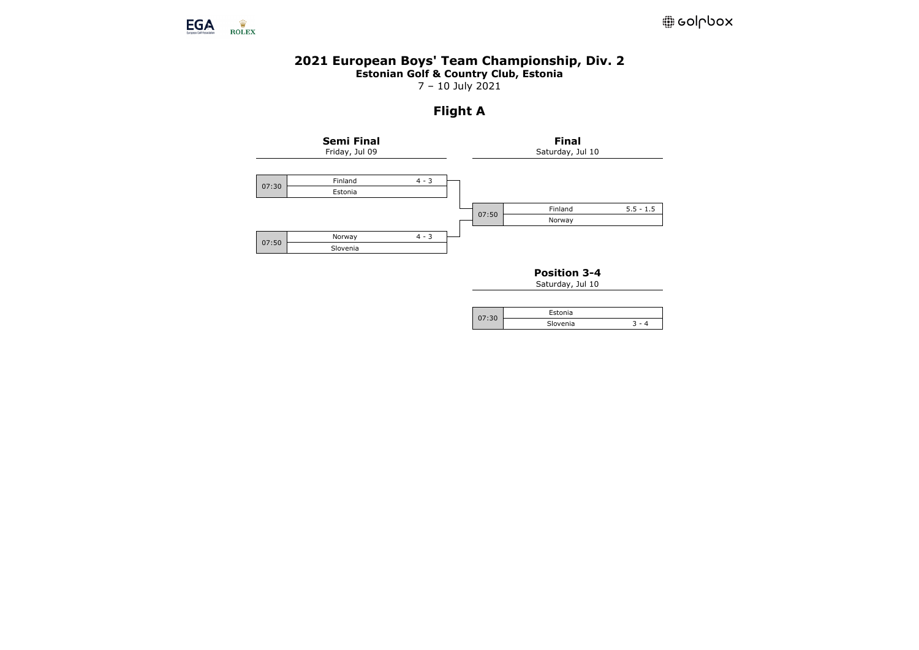# 2021 European Boys' Team Championship, Div. 2

**Estonian Golf & Country Club, Estonia**

7 – 10 July 2021

## Flight A

### Semi Final
Friday, Jul 09

| Time | Team | Score |
|---|---|---|
| 07:30 | Finland | 4 - 3 |
| | Estonia | |
| 07:50 | Norway | 4 - 3 |
| | Slovenia | |

### Final
Saturday, Jul 10

| Time | Team | Score |
|---|---|---|
| 07:50 | Finland | 5.5 - 1.5 |
| | Norway | |

### Position 3-4
Saturday, Jul 10

| Time | Team | Score |
|---|---|---|
| 07:30 | Estonia | |
| | Slovenia | 3 - 4 |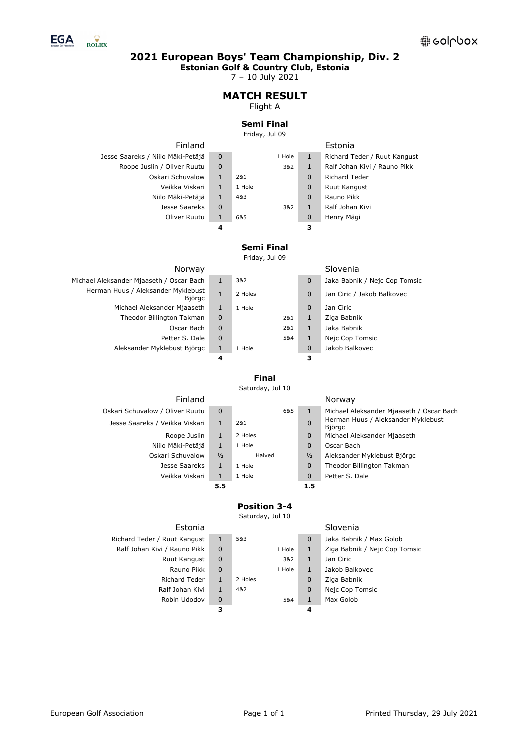# 2021 European Boys' Team Championship, Div. 2

**Estonian Golf & Country Club, Estonia**

7 – 10 July 2021

## MATCH RESULT

Flight A

### Semi Final

Friday, Jul 09

| Finland | | | | | Estonia |
|---|---|---|---|---|---|
| Jesse Saareks / Niilo Mäki-Petäjä | 0 | | 1 Hole | 1 | Richard Teder / Ruut Kangust |
| Roope Juslin / Oliver Ruutu | 0 | | 3&2 | 1 | Ralf Johan Kivi / Rauno Pikk |
| Oskari Schuvalow | 1 | 2&1 | | 0 | Richard Teder |
| Veikka Viskari | 1 | 1 Hole | | 0 | Ruut Kangust |
| Niilo Mäki-Petäjä | 1 | 4&3 | | 0 | Rauno Pikk |
| Jesse Saareks | 0 | | 3&2 | 1 | Ralf Johan Kivi |
| Oliver Ruutu | 1 | 6&5 | | 0 | Henry Mägi |
| | **4** | | | **3** | |

### Semi Final

Friday, Jul 09

| Norway | | | | | Slovenia |
|---|---|---|---|---|---|
| Michael Aleksander Mjaaseth / Oscar Bach | 1 | 3&2 | | 0 | Jaka Babnik / Nejc Cop Tomsic |
| Herman Huus / Aleksander Myklebust Björgc | 1 | 2 Holes | | 0 | Jan Ciric / Jakob Balkovec |
| Michael Aleksander Mjaaseth | 1 | 1 Hole | | 0 | Jan Ciric |
| Theodor Billington Takman | 0 | | 2&1 | 1 | Ziga Babnik |
| Oscar Bach | 0 | | 2&1 | 1 | Jaka Babnik |
| Petter S. Dale | 0 | | 5&4 | 1 | Nejc Cop Tomsic |
| Aleksander Myklebust Björgc | 1 | 1 Hole | | 0 | Jakob Balkovec |
| | **4** | | | **3** | |

### Final

Saturday, Jul 10

| Finland | | | | | Norway |
|---|---|---|---|---|---|
| Oskari Schuvalow / Oliver Ruutu | 0 | | 6&5 | 1 | Michael Aleksander Mjaaseth / Oscar Bach |
| Jesse Saareks / Veikka Viskari | 1 | 2&1 | | 0 | Herman Huus / Aleksander Myklebust Björgc |
| Roope Juslin | 1 | 2 Holes | | 0 | Michael Aleksander Mjaaseth |
| Niilo Mäki-Petäjä | 1 | 1 Hole | | 0 | Oscar Bach |
| Oskari Schuvalow | ½ | Halved | | ½ | Aleksander Myklebust Björgc |
| Jesse Saareks | 1 | 1 Hole | | 0 | Theodor Billington Takman |
| Veikka Viskari | 1 | 1 Hole | | 0 | Petter S. Dale |
| | **5.5** | | | **1.5** | |

### Position 3-4

Saturday, Jul 10

| Estonia | | | | | Slovenia |
|---|---|---|---|---|---|
| Richard Teder / Ruut Kangust | 1 | 5&3 | | 0 | Jaka Babnik / Max Golob |
| Ralf Johan Kivi / Rauno Pikk | 0 | | 1 Hole | 1 | Ziga Babnik / Nejc Cop Tomsic |
| Ruut Kangust | 0 | | 3&2 | 1 | Jan Ciric |
| Rauno Pikk | 0 | | 1 Hole | 1 | Jakob Balkovec |
| Richard Teder | 1 | 2 Holes | | 0 | Ziga Babnik |
| Ralf Johan Kivi | 1 | 4&2 | | 0 | Nejc Cop Tomsic |
| Robin Udodov | 0 | | 5&4 | 1 | Max Golob |
| | **3** | | | **4** | |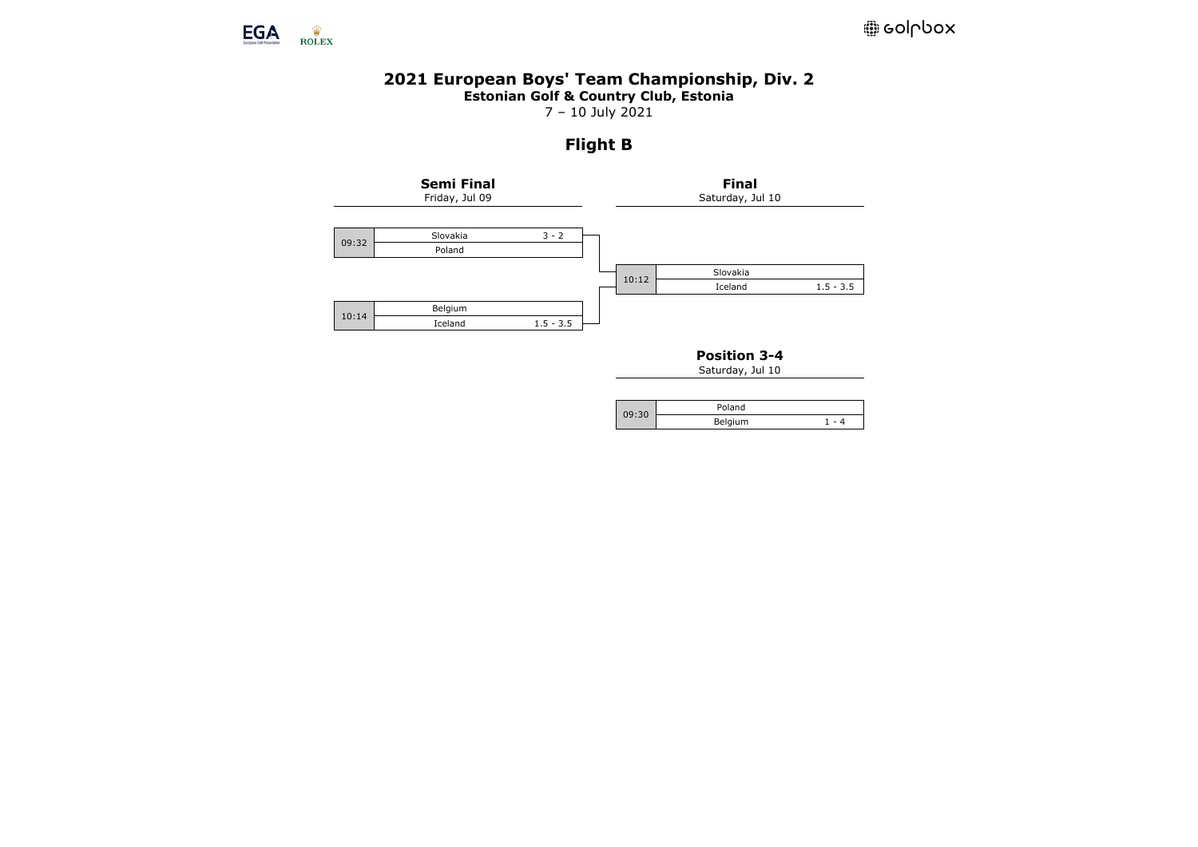# 2021 European Boys' Team Championship, Div. 2

**Estonian Golf & Country Club, Estonia**

7 – 10 July 2021

## Flight B

### Semi Final

Friday, Jul 09

| Time | Team | Score |
| --- | --- | --- |
| 09:32 | Slovakia | 3 - 2 |
| | Poland | |

| Time | Team | Score |
| --- | --- | --- |
| 10:14 | Belgium | |
| | Iceland | 1.5 - 3.5 |

### Final

Saturday, Jul 10

| Time | Team | Score |
| --- | --- | --- |
| 10:12 | Slovakia | |
| | Iceland | 1.5 - 3.5 |

### Position 3-4

Saturday, Jul 10

| Time | Team | Score |
| --- | --- | --- |
| 09:30 | Poland | |
| | Belgium | 1 - 4 |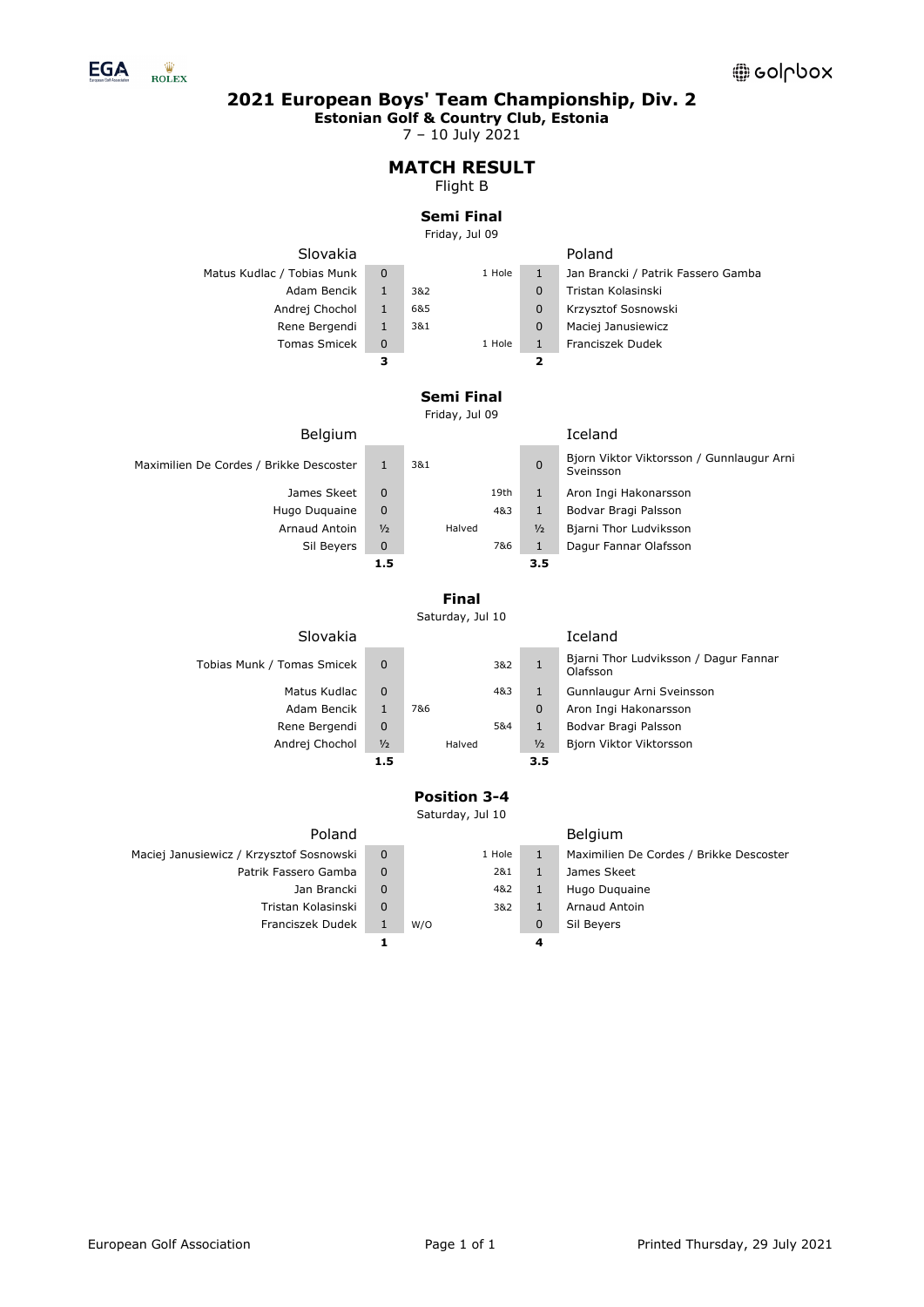# 2021 European Boys' Team Championship, Div. 2

**Estonian Golf & Country Club, Estonia**

7 – 10 July 2021

## MATCH RESULT

Flight B

### Semi Final

Friday, Jul 09

| Slovakia | | | | Poland |
|---|---|---|---|---|
| Matus Kudlac / Tobias Munk | 0 | 1 Hole | 1 | Jan Brancki / Patrik Fassero Gamba |
| Adam Bencik | 1 | 3&2 | 0 | Tristan Kolasinski |
| Andrej Chochol | 1 | 6&5 | 0 | Krzysztof Sosnowski |
| Rene Bergendi | 1 | 3&1 | 0 | Maciej Janusiewicz |
| Tomas Smicek | 0 | 1 Hole | 1 | Franciszek Dudek |
| | **3** | | **2** | |

### Semi Final

Friday, Jul 09

| Belgium | | | | Iceland |
|---|---|---|---|---|
| Maximilien De Cordes / Brikke Descoster | 1 | 3&1 | 0 | Bjorn Viktor Viktorsson / Gunnlaugur Arni Sveinsson |
| James Skeet | 0 | 19th | 1 | Aron Ingi Hakonarsson |
| Hugo Duquaine | 0 | 4&3 | 1 | Bodvar Bragi Palsson |
| Arnaud Antoin | ½ | Halved | ½ | Bjarni Thor Ludviksson |
| Sil Beyers | 0 | 7&6 | 1 | Dagur Fannar Olafsson |
| | **1.5** | | **3.5** | |

### Final

Saturday, Jul 10

| Slovakia | | | | Iceland |
|---|---|---|---|---|
| Tobias Munk / Tomas Smicek | 0 | 3&2 | 1 | Bjarni Thor Ludviksson / Dagur Fannar Olafsson |
| Matus Kudlac | 0 | 4&3 | 1 | Gunnlaugur Arni Sveinsson |
| Adam Bencik | 1 | 7&6 | 0 | Aron Ingi Hakonarsson |
| Rene Bergendi | 0 | 5&4 | 1 | Bodvar Bragi Palsson |
| Andrej Chochol | ½ | Halved | ½ | Bjorn Viktor Viktorsson |
| | **1.5** | | **3.5** | |

### Position 3-4

Saturday, Jul 10

| Poland | | | | Belgium |
|---|---|---|---|---|
| Maciej Janusiewicz / Krzysztof Sosnowski | 0 | 1 Hole | 1 | Maximilien De Cordes / Brikke Descoster |
| Patrik Fassero Gamba | 0 | 2&1 | 1 | James Skeet |
| Jan Brancki | 0 | 4&2 | 1 | Hugo Duquaine |
| Tristan Kolasinski | 0 | 3&2 | 1 | Arnaud Antoin |
| Franciszek Dudek | 1 | W/O | 0 | Sil Beyers |
| | **1** | | **4** | |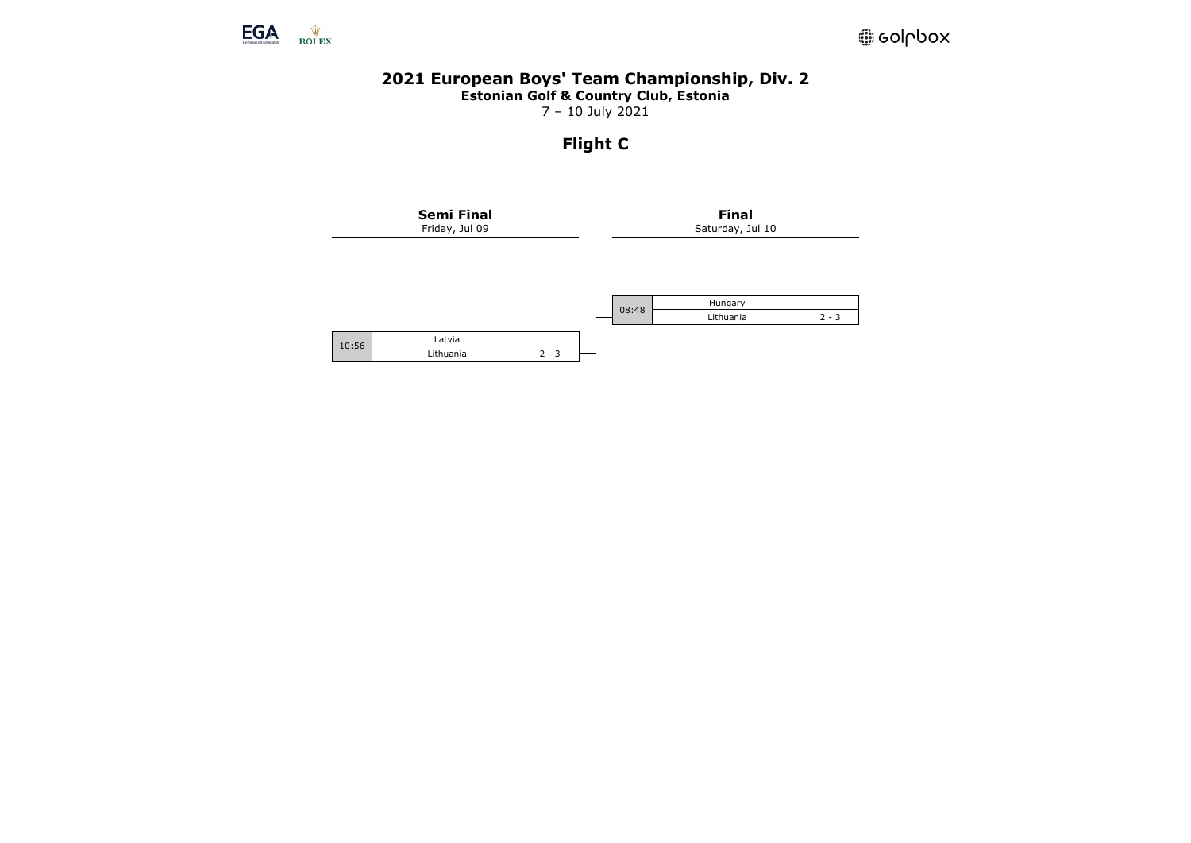# 2021 European Boys' Team Championship, Div. 2

**Estonian Golf & Country Club, Estonia**

7 – 10 July 2021

## Flight C

| Semi Final | | |
| --- | --- | --- |
| Friday, Jul 09 | | |
| 10:56 | Latvia | |
| | Lithuania | 2 - 3 |

| Final | | |
| --- | --- | --- |
| Saturday, Jul 10 | | |
| 08:48 | Hungary | |
| | Lithuania | 2 - 3 |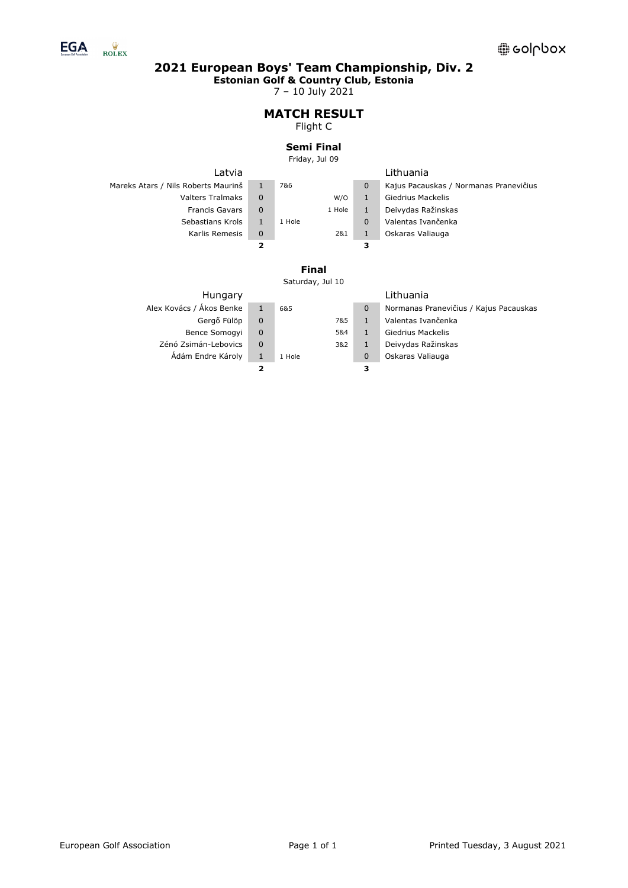# 2021 European Boys' Team Championship, Div. 2

**Estonian Golf & Country Club, Estonia**

7 – 10 July 2021

## MATCH RESULT

Flight C

### Semi Final

Friday, Jul 09

| Latvia | | | | | Lithuania |
|---|---|---|---|---|---|
| Mareks Atars / Nils Roberts Maurinš | 1 | 7&6 | | 0 | Kajus Pacauskas / Normanas Pranevičius |
| Valters Tralmaks | 0 | | W/O | 1 | Giedrius Mackelis |
| Francis Gavars | 0 | | 1 Hole | 1 | Deivydas Ražinskas |
| Sebastians Krols | 1 | 1 Hole | | 0 | Valentas Ivančenka |
| Karlis Remesis | 0 | | 2&1 | 1 | Oskaras Valiauga |
| | **2** | | | **3** | |

### Final

Saturday, Jul 10

| Hungary | | | | | Lithuania |
|---|---|---|---|---|---|
| Alex Kovács / Ákos Benke | 1 | 6&5 | | 0 | Normanas Pranevičius / Kajus Pacauskas |
| Gergő Fülöp | 0 | | 7&5 | 1 | Valentas Ivančenka |
| Bence Somogyi | 0 | | 5&4 | 1 | Giedrius Mackelis |
| Zénó Zsimán-Lebovics | 0 | | 3&2 | 1 | Deivydas Ražinskas |
| Ádám Endre Károly | 1 | 1 Hole | | 0 | Oskaras Valiauga |
| | **2** | | | **3** | |